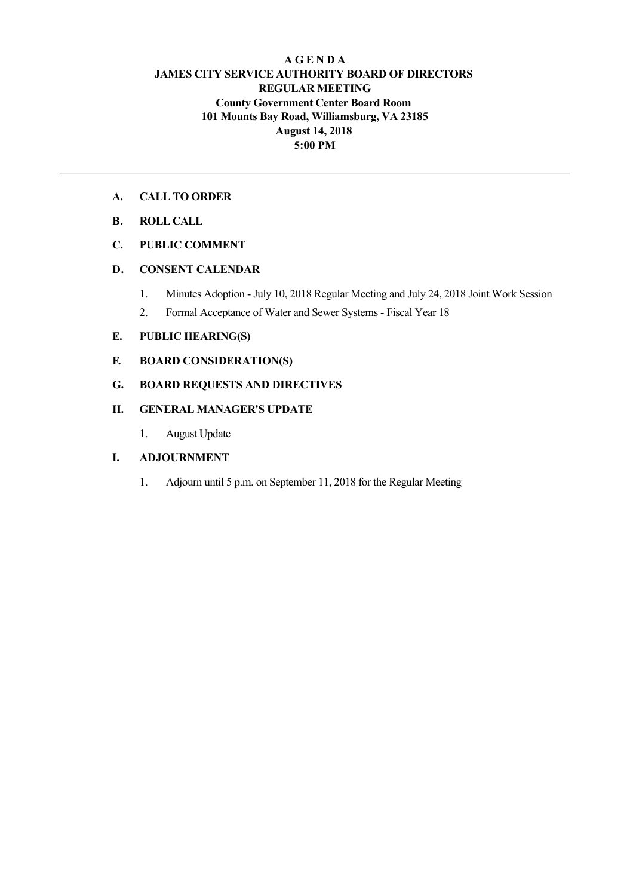# A G E N D A

## JAMES CITY SERVICE AUTHORITY BOARD OF DIRECTORS
## REGULAR MEETING
## County Government Center Board Room
## 101 Mounts Bay Road, Williamsburg, VA 23185
## August 14, 2018
## 5:00 PM

---

**A. CALL TO ORDER**

**B. ROLL CALL**

**C. PUBLIC COMMENT**

**D. CONSENT CALENDAR**

1. Minutes Adoption - July 10, 2018 Regular Meeting and July 24, 2018 Joint Work Session
2. Formal Acceptance of Water and Sewer Systems - Fiscal Year 18

**E. PUBLIC HEARING(S)**

**F. BOARD CONSIDERATION(S)**

**G. BOARD REQUESTS AND DIRECTIVES**

**H. GENERAL MANAGER'S UPDATE**

1. August Update

**I. ADJOURNMENT**

1. Adjourn until 5 p.m. on September 11, 2018 for the Regular Meeting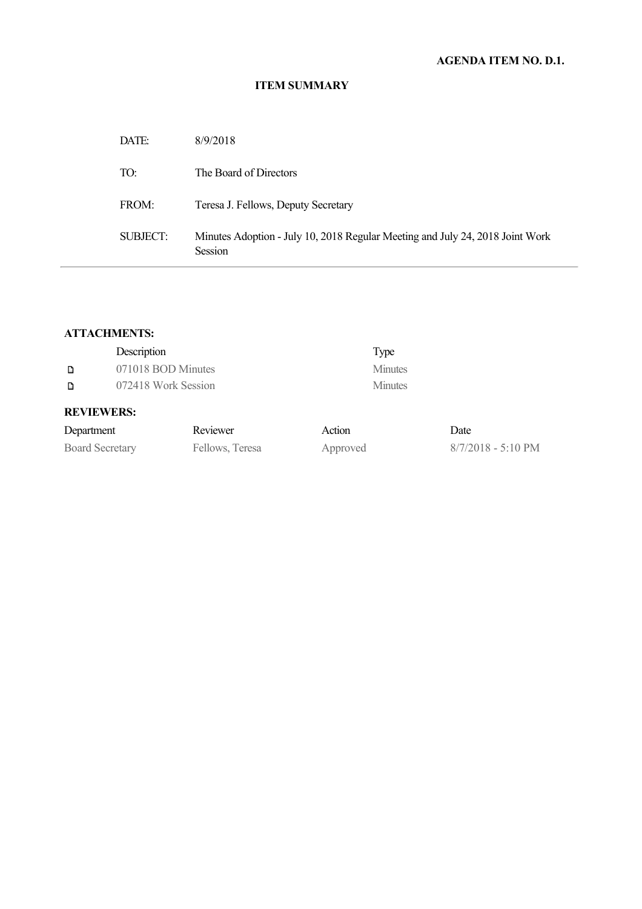**AGENDA ITEM NO. D.1.**

**ITEM SUMMARY**

| | |
|---|---|
| DATE: | 8/9/2018 |
| TO: | The Board of Directors |
| FROM: | Teresa J. Fellows, Deputy Secretary |
| SUBJECT: | Minutes Adoption - July 10, 2018 Regular Meeting and July 24, 2018 Joint Work Session |

**ATTACHMENTS:**

| Description | Type |
|---|---|
| 071018 BOD Minutes | Minutes |
| 072418 Work Session | Minutes |

**REVIEWERS:**

| Department | Reviewer | Action | Date |
|---|---|---|---|
| Board Secretary | Fellows, Teresa | Approved | 8/7/2018 - 5:10 PM |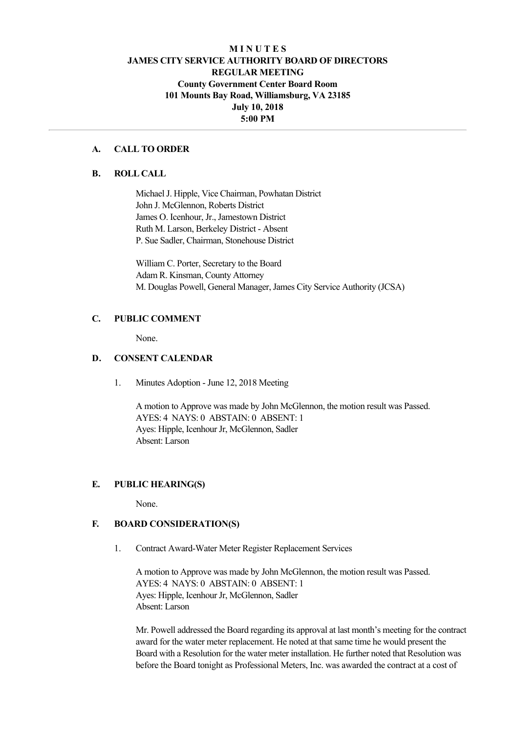# M I N U T E S
# JAMES CITY SERVICE AUTHORITY BOARD OF DIRECTORS
## REGULAR MEETING
### County Government Center Board Room
### 101 Mounts Bay Road, Williamsburg, VA 23185
### July 10, 2018
### 5:00 PM

---

**A. CALL TO ORDER**

**B. ROLL CALL**

Michael J. Hipple, Vice Chairman, Powhatan District
John J. McGlennon, Roberts District
James O. Icenhour, Jr., Jamestown District
Ruth M. Larson, Berkeley District - Absent
P. Sue Sadler, Chairman, Stonehouse District

William C. Porter, Secretary to the Board
Adam R. Kinsman, County Attorney
M. Douglas Powell, General Manager, James City Service Authority (JCSA)

**C. PUBLIC COMMENT**

None.

**D. CONSENT CALENDAR**

1. Minutes Adoption - June 12, 2018 Meeting

   A motion to Approve was made by John McGlennon, the motion result was Passed.
   AYES: 4 NAYS: 0 ABSTAIN: 0 ABSENT: 1
   Ayes: Hipple, Icenhour Jr, McGlennon, Sadler
   Absent: Larson

**E. PUBLIC HEARING(S)**

None.

**F. BOARD CONSIDERATION(S)**

1. Contract Award-Water Meter Register Replacement Services

   A motion to Approve was made by John McGlennon, the motion result was Passed.
   AYES: 4 NAYS: 0 ABSTAIN: 0 ABSENT: 1
   Ayes: Hipple, Icenhour Jr, McGlennon, Sadler
   Absent: Larson

   Mr. Powell addressed the Board regarding its approval at last month's meeting for the contract award for the water meter replacement. He noted at that same time he would present the Board with a Resolution for the water meter installation. He further noted that Resolution was before the Board tonight as Professional Meters, Inc. was awarded the contract at a cost of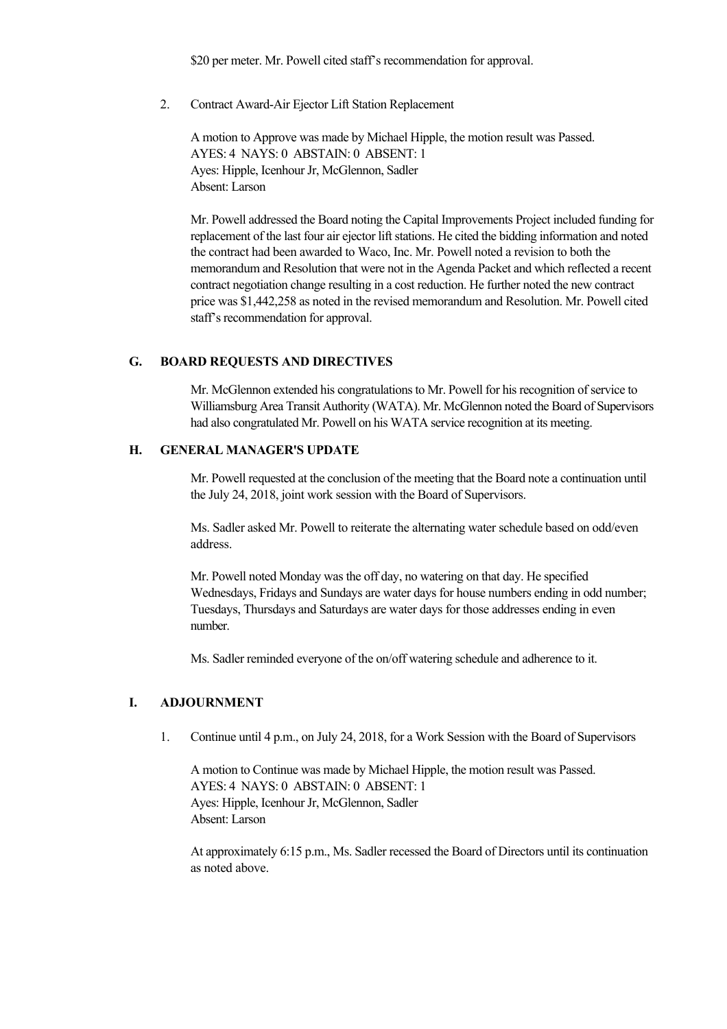$20 per meter. Mr. Powell cited staff's recommendation for approval.

2. Contract Award-Air Ejector Lift Station Replacement

   A motion to Approve was made by Michael Hipple, the motion result was Passed.
   AYES: 4 NAYS: 0 ABSTAIN: 0 ABSENT: 1
   Ayes: Hipple, Icenhour Jr, McGlennon, Sadler
   Absent: Larson

   Mr. Powell addressed the Board noting the Capital Improvements Project included funding for replacement of the last four air ejector lift stations. He cited the bidding information and noted the contract had been awarded to Waco, Inc. Mr. Powell noted a revision to both the memorandum and Resolution that were not in the Agenda Packet and which reflected a recent contract negotiation change resulting in a cost reduction. He further noted the new contract price was $1,442,258 as noted in the revised memorandum and Resolution. Mr. Powell cited staff's recommendation for approval.

## G. BOARD REQUESTS AND DIRECTIVES

Mr. McGlennon extended his congratulations to Mr. Powell for his recognition of service to Williamsburg Area Transit Authority (WATA). Mr. McGlennon noted the Board of Supervisors had also congratulated Mr. Powell on his WATA service recognition at its meeting.

## H. GENERAL MANAGER'S UPDATE

Mr. Powell requested at the conclusion of the meeting that the Board note a continuation until the July 24, 2018, joint work session with the Board of Supervisors.

Ms. Sadler asked Mr. Powell to reiterate the alternating water schedule based on odd/even address.

Mr. Powell noted Monday was the off day, no watering on that day. He specified Wednesdays, Fridays and Sundays are water days for house numbers ending in odd number; Tuesdays, Thursdays and Saturdays are water days for those addresses ending in even number.

Ms. Sadler reminded everyone of the on/off watering schedule and adherence to it.

## I. ADJOURNMENT

1. Continue until 4 p.m., on July 24, 2018, for a Work Session with the Board of Supervisors

   A motion to Continue was made by Michael Hipple, the motion result was Passed.
   AYES: 4 NAYS: 0 ABSTAIN: 0 ABSENT: 1
   Ayes: Hipple, Icenhour Jr, McGlennon, Sadler
   Absent: Larson

   At approximately 6:15 p.m., Ms. Sadler recessed the Board of Directors until its continuation as noted above.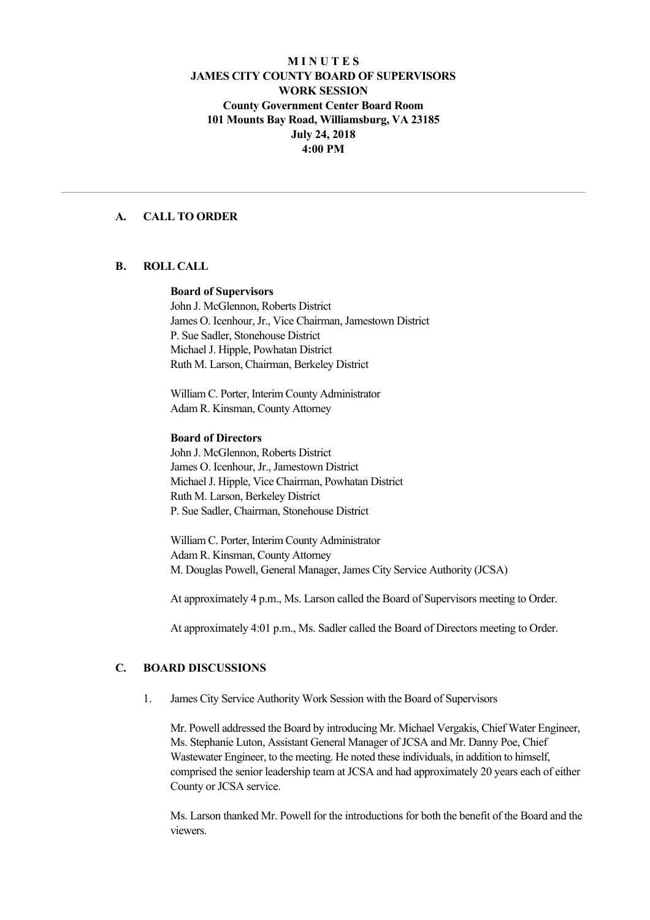# M I N U T E S
# JAMES CITY COUNTY BOARD OF SUPERVISORS
## WORK SESSION
### County Government Center Board Room
### 101 Mounts Bay Road, Williamsburg, VA 23185
### July 24, 2018
### 4:00 PM

---

## A. CALL TO ORDER

## B. ROLL CALL

**Board of Supervisors**
John J. McGlennon, Roberts District
James O. Icenhour, Jr., Vice Chairman, Jamestown District
P. Sue Sadler, Stonehouse District
Michael J. Hipple, Powhatan District
Ruth M. Larson, Chairman, Berkeley District

William C. Porter, Interim County Administrator
Adam R. Kinsman, County Attorney

**Board of Directors**
John J. McGlennon, Roberts District
James O. Icenhour, Jr., Jamestown District
Michael J. Hipple, Vice Chairman, Powhatan District
Ruth M. Larson, Berkeley District
P. Sue Sadler, Chairman, Stonehouse District

William C. Porter, Interim County Administrator
Adam R. Kinsman, County Attorney
M. Douglas Powell, General Manager, James City Service Authority (JCSA)

At approximately 4 p.m., Ms. Larson called the Board of Supervisors meeting to Order.

At approximately 4:01 p.m., Ms. Sadler called the Board of Directors meeting to Order.

## C. BOARD DISCUSSIONS

1. James City Service Authority Work Session with the Board of Supervisors

   Mr. Powell addressed the Board by introducing Mr. Michael Vergakis, Chief Water Engineer, Ms. Stephanie Luton, Assistant General Manager of JCSA and Mr. Danny Poe, Chief Wastewater Engineer, to the meeting. He noted these individuals, in addition to himself, comprised the senior leadership team at JCSA and had approximately 20 years each of either County or JCSA service.

   Ms. Larson thanked Mr. Powell for the introductions for both the benefit of the Board and the viewers.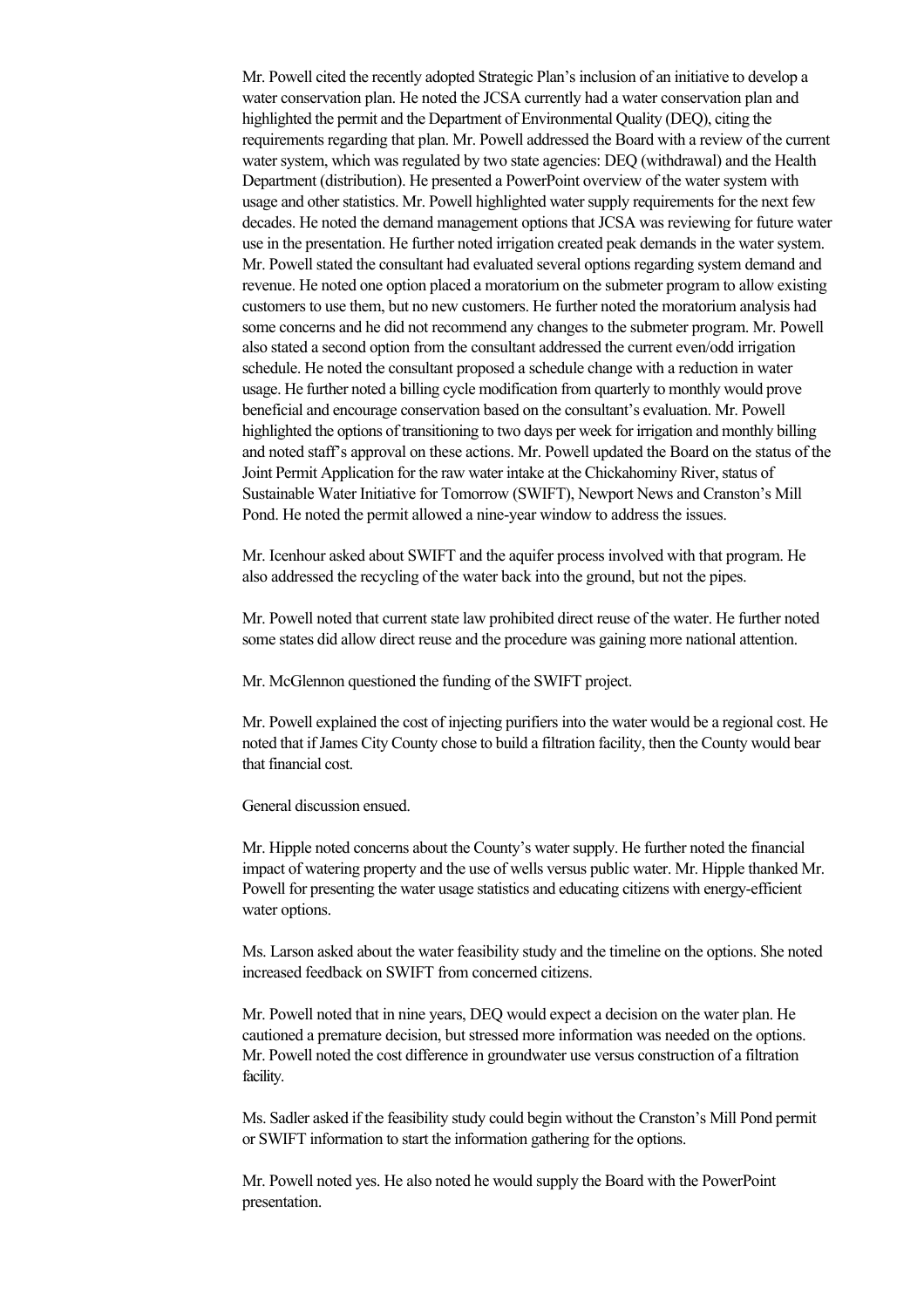Mr. Powell cited the recently adopted Strategic Plan's inclusion of an initiative to develop a water conservation plan. He noted the JCSA currently had a water conservation plan and highlighted the permit and the Department of Environmental Quality (DEQ), citing the requirements regarding that plan. Mr. Powell addressed the Board with a review of the current water system, which was regulated by two state agencies: DEQ (withdrawal) and the Health Department (distribution). He presented a PowerPoint overview of the water system with usage and other statistics. Mr. Powell highlighted water supply requirements for the next few decades. He noted the demand management options that JCSA was reviewing for future water use in the presentation. He further noted irrigation created peak demands in the water system. Mr. Powell stated the consultant had evaluated several options regarding system demand and revenue. He noted one option placed a moratorium on the submeter program to allow existing customers to use them, but no new customers. He further noted the moratorium analysis had some concerns and he did not recommend any changes to the submeter program. Mr. Powell also stated a second option from the consultant addressed the current even/odd irrigation schedule. He noted the consultant proposed a schedule change with a reduction in water usage. He further noted a billing cycle modification from quarterly to monthly would prove beneficial and encourage conservation based on the consultant's evaluation. Mr. Powell highlighted the options of transitioning to two days per week for irrigation and monthly billing and noted staff's approval on these actions. Mr. Powell updated the Board on the status of the Joint Permit Application for the raw water intake at the Chickahominy River, status of Sustainable Water Initiative for Tomorrow (SWIFT), Newport News and Cranston's Mill Pond. He noted the permit allowed a nine-year window to address the issues.

Mr. Icenhour asked about SWIFT and the aquifer process involved with that program. He also addressed the recycling of the water back into the ground, but not the pipes.

Mr. Powell noted that current state law prohibited direct reuse of the water. He further noted some states did allow direct reuse and the procedure was gaining more national attention.

Mr. McGlennon questioned the funding of the SWIFT project.

Mr. Powell explained the cost of injecting purifiers into the water would be a regional cost. He noted that if James City County chose to build a filtration facility, then the County would bear that financial cost.

General discussion ensued.

Mr. Hipple noted concerns about the County's water supply. He further noted the financial impact of watering property and the use of wells versus public water. Mr. Hipple thanked Mr. Powell for presenting the water usage statistics and educating citizens with energy-efficient water options.

Ms. Larson asked about the water feasibility study and the timeline on the options. She noted increased feedback on SWIFT from concerned citizens.

Mr. Powell noted that in nine years, DEQ would expect a decision on the water plan. He cautioned a premature decision, but stressed more information was needed on the options. Mr. Powell noted the cost difference in groundwater use versus construction of a filtration facility.

Ms. Sadler asked if the feasibility study could begin without the Cranston's Mill Pond permit or SWIFT information to start the information gathering for the options.

Mr. Powell noted yes. He also noted he would supply the Board with the PowerPoint presentation.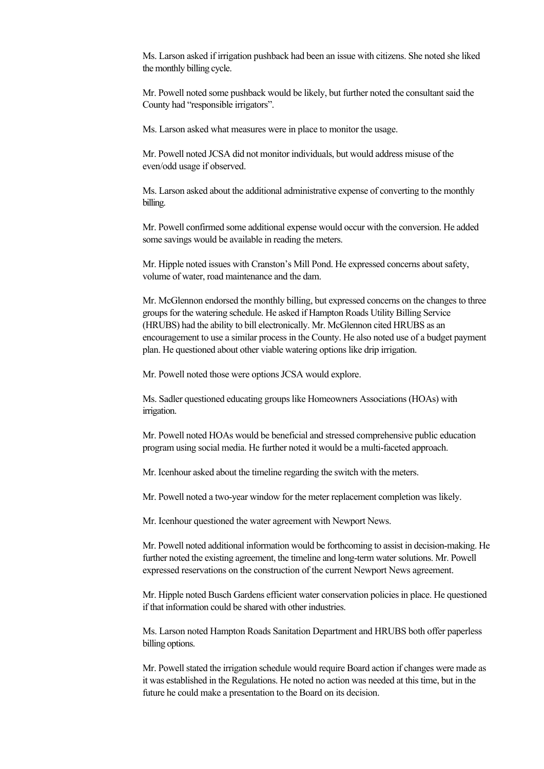Ms. Larson asked if irrigation pushback had been an issue with citizens. She noted she liked the monthly billing cycle.

Mr. Powell noted some pushback would be likely, but further noted the consultant said the County had "responsible irrigators".

Ms. Larson asked what measures were in place to monitor the usage.

Mr. Powell noted JCSA did not monitor individuals, but would address misuse of the even/odd usage if observed.

Ms. Larson asked about the additional administrative expense of converting to the monthly billing.

Mr. Powell confirmed some additional expense would occur with the conversion. He added some savings would be available in reading the meters.

Mr. Hipple noted issues with Cranston's Mill Pond. He expressed concerns about safety, volume of water, road maintenance and the dam.

Mr. McGlennon endorsed the monthly billing, but expressed concerns on the changes to three groups for the watering schedule. He asked if Hampton Roads Utility Billing Service (HRUBS) had the ability to bill electronically. Mr. McGlennon cited HRUBS as an encouragement to use a similar process in the County. He also noted use of a budget payment plan. He questioned about other viable watering options like drip irrigation.

Mr. Powell noted those were options JCSA would explore.

Ms. Sadler questioned educating groups like Homeowners Associations (HOAs) with irrigation.

Mr. Powell noted HOAs would be beneficial and stressed comprehensive public education program using social media. He further noted it would be a multi-faceted approach.

Mr. Icenhour asked about the timeline regarding the switch with the meters.

Mr. Powell noted a two-year window for the meter replacement completion was likely.

Mr. Icenhour questioned the water agreement with Newport News.

Mr. Powell noted additional information would be forthcoming to assist in decision-making. He further noted the existing agreement, the timeline and long-term water solutions. Mr. Powell expressed reservations on the construction of the current Newport News agreement.

Mr. Hipple noted Busch Gardens efficient water conservation policies in place. He questioned if that information could be shared with other industries.

Ms. Larson noted Hampton Roads Sanitation Department and HRUBS both offer paperless billing options.

Mr. Powell stated the irrigation schedule would require Board action if changes were made as it was established in the Regulations. He noted no action was needed at this time, but in the future he could make a presentation to the Board on its decision.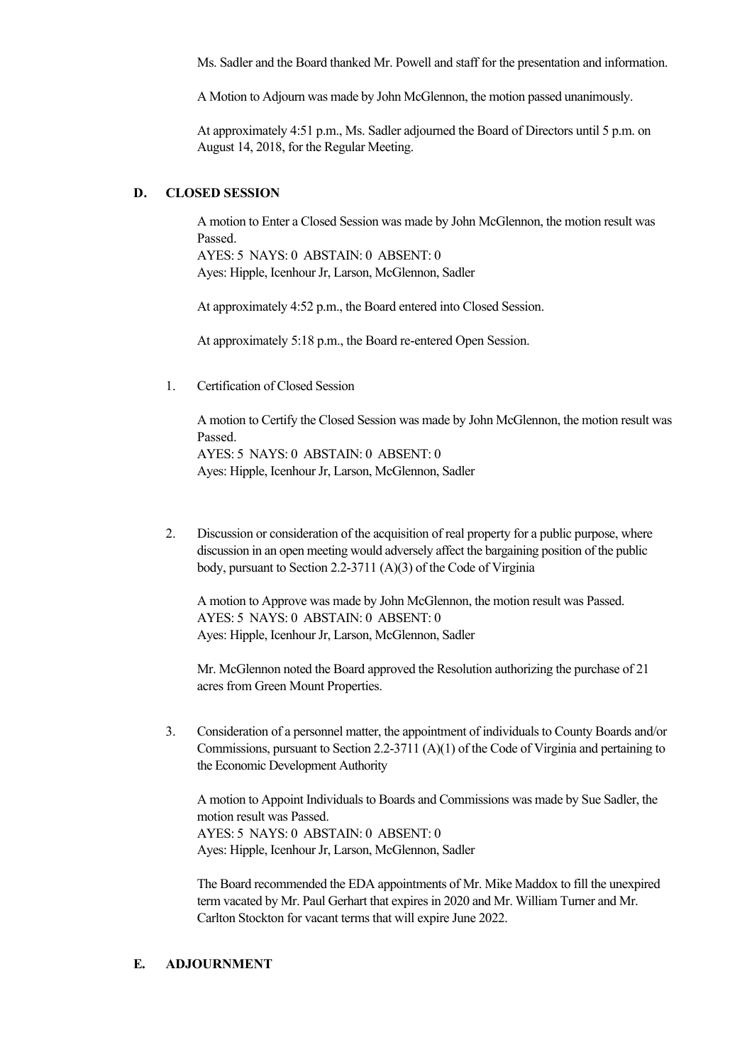Ms. Sadler and the Board thanked Mr. Powell and staff for the presentation and information.

A Motion to Adjourn was made by John McGlennon, the motion passed unanimously.

At approximately 4:51 p.m., Ms. Sadler adjourned the Board of Directors until 5 p.m. on August 14, 2018, for the Regular Meeting.

## D. CLOSED SESSION

A motion to Enter a Closed Session was made by John McGlennon, the motion result was Passed.
AYES: 5 NAYS: 0 ABSTAIN: 0 ABSENT: 0
Ayes: Hipple, Icenhour Jr, Larson, McGlennon, Sadler

At approximately 4:52 p.m., the Board entered into Closed Session.

At approximately 5:18 p.m., the Board re-entered Open Session.

1. Certification of Closed Session

   A motion to Certify the Closed Session was made by John McGlennon, the motion result was Passed.
   AYES: 5 NAYS: 0 ABSTAIN: 0 ABSENT: 0
   Ayes: Hipple, Icenhour Jr, Larson, McGlennon, Sadler

2. Discussion or consideration of the acquisition of real property for a public purpose, where discussion in an open meeting would adversely affect the bargaining position of the public body, pursuant to Section 2.2-3711 (A)(3) of the Code of Virginia

   A motion to Approve was made by John McGlennon, the motion result was Passed.
   AYES: 5 NAYS: 0 ABSTAIN: 0 ABSENT: 0
   Ayes: Hipple, Icenhour Jr, Larson, McGlennon, Sadler

   Mr. McGlennon noted the Board approved the Resolution authorizing the purchase of 21 acres from Green Mount Properties.

3. Consideration of a personnel matter, the appointment of individuals to County Boards and/or Commissions, pursuant to Section 2.2-3711 (A)(1) of the Code of Virginia and pertaining to the Economic Development Authority

   A motion to Appoint Individuals to Boards and Commissions was made by Sue Sadler, the motion result was Passed.
   AYES: 5 NAYS: 0 ABSTAIN: 0 ABSENT: 0
   Ayes: Hipple, Icenhour Jr, Larson, McGlennon, Sadler

   The Board recommended the EDA appointments of Mr. Mike Maddox to fill the unexpired term vacated by Mr. Paul Gerhart that expires in 2020 and Mr. William Turner and Mr. Carlton Stockton for vacant terms that will expire June 2022.

## E. ADJOURNMENT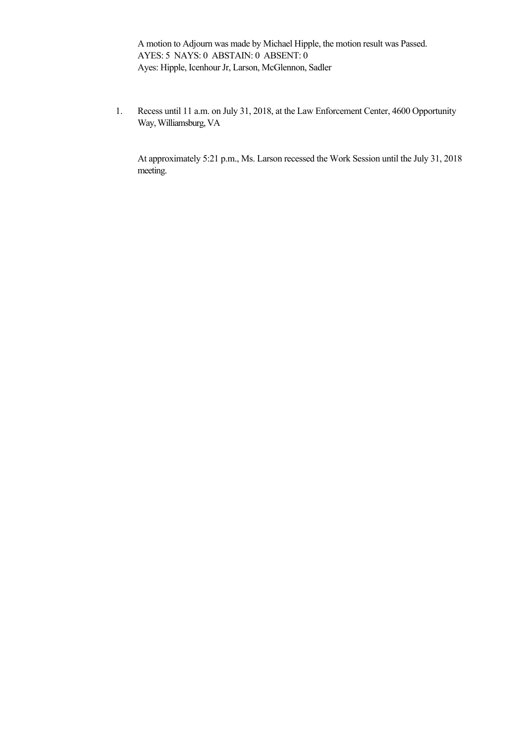A motion to Adjourn was made by Michael Hipple, the motion result was Passed.
AYES: 5 NAYS: 0 ABSTAIN: 0 ABSENT: 0
Ayes: Hipple, Icenhour Jr, Larson, McGlennon, Sadler

1. Recess until 11 a.m. on July 31, 2018, at the Law Enforcement Center, 4600 Opportunity Way, Williamsburg, VA

   At approximately 5:21 p.m., Ms. Larson recessed the Work Session until the July 31, 2018 meeting.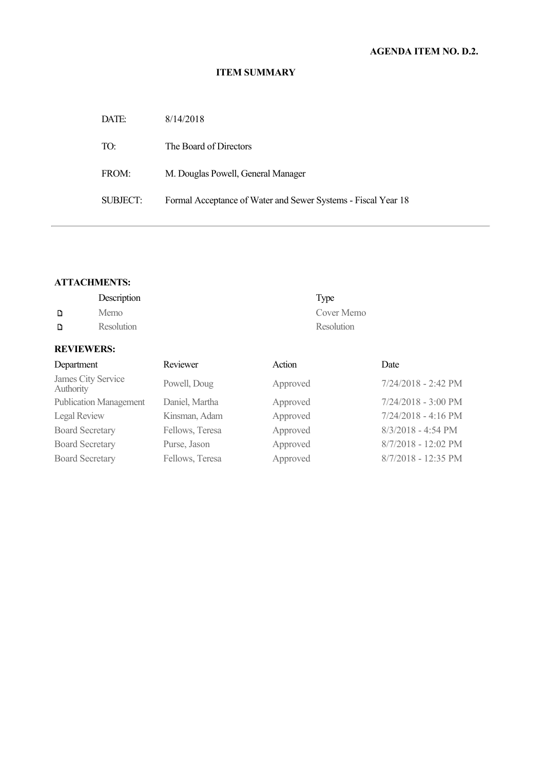**AGENDA ITEM NO. D.2.**

**ITEM SUMMARY**

| | |
|---|---|
| DATE: | 8/14/2018 |
| TO: | The Board of Directors |
| FROM: | M. Douglas Powell, General Manager |
| SUBJECT: | Formal Acceptance of Water and Sewer Systems - Fiscal Year 18 |

---

**ATTACHMENTS:**

| Description | Type |
|---|---|
| Memo | Cover Memo |
| Resolution | Resolution |

**REVIEWERS:**

| Department | Reviewer | Action | Date |
|---|---|---|---|
| James City Service Authority | Powell, Doug | Approved | 7/24/2018 - 2:42 PM |
| Publication Management | Daniel, Martha | Approved | 7/24/2018 - 3:00 PM |
| Legal Review | Kinsman, Adam | Approved | 7/24/2018 - 4:16 PM |
| Board Secretary | Fellows, Teresa | Approved | 8/3/2018 - 4:54 PM |
| Board Secretary | Purse, Jason | Approved | 8/7/2018 - 12:02 PM |
| Board Secretary | Fellows, Teresa | Approved | 8/7/2018 - 12:35 PM |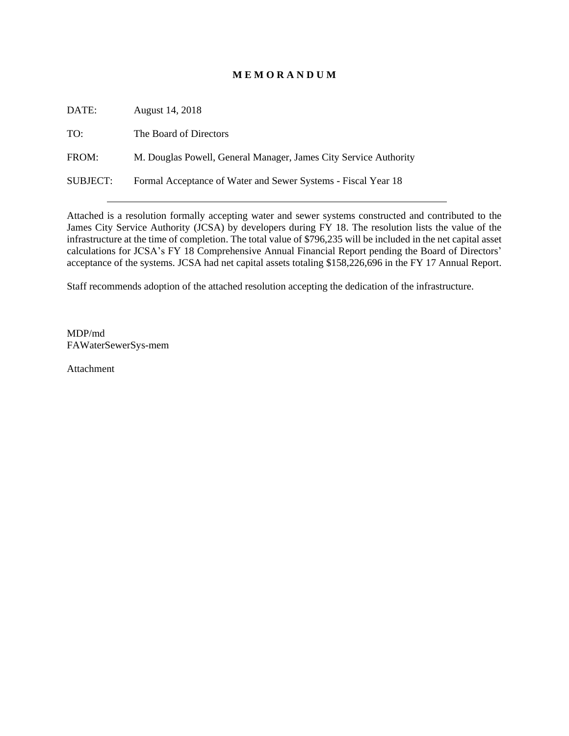# M E M O R A N D U M

DATE: August 14, 2018

TO: The Board of Directors

FROM: M. Douglas Powell, General Manager, James City Service Authority

SUBJECT: Formal Acceptance of Water and Sewer Systems - Fiscal Year 18

---

Attached is a resolution formally accepting water and sewer systems constructed and contributed to the James City Service Authority (JCSA) by developers during FY 18. The resolution lists the value of the infrastructure at the time of completion. The total value of $796,235 will be included in the net capital asset calculations for JCSA's FY 18 Comprehensive Annual Financial Report pending the Board of Directors' acceptance of the systems. JCSA had net capital assets totaling $158,226,696 in the FY 17 Annual Report.

Staff recommends adoption of the attached resolution accepting the dedication of the infrastructure.

MDP/md
FAWaterSewerSys-mem

Attachment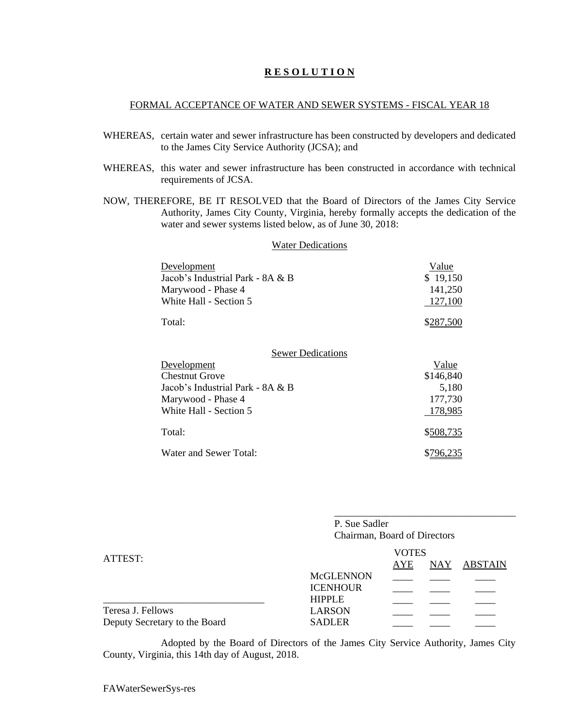# R E S O L U T I O N

FORMAL ACCEPTANCE OF WATER AND SEWER SYSTEMS - FISCAL YEAR 18

WHEREAS, certain water and sewer infrastructure has been constructed by developers and dedicated to the James City Service Authority (JCSA); and

WHEREAS, this water and sewer infrastructure has been constructed in accordance with technical requirements of JCSA.

NOW, THEREFORE, BE IT RESOLVED that the Board of Directors of the James City Service Authority, James City County, Virginia, hereby formally accepts the dedication of the water and sewer systems listed below, as of June 30, 2018:

Water Dedications

| Development | Value |
|---|---|
| Jacob's Industrial Park - 8A & B | $ 19,150 |
| Marywood - Phase 4 | 141,250 |
| White Hall - Section 5 | 127,100 |
| Total: | $287,500 |

Sewer Dedications

| Development | Value |
|---|---|
| Chestnut Grove | $146,840 |
| Jacob's Industrial Park - 8A & B | 5,180 |
| Marywood - Phase 4 | 177,730 |
| White Hall - Section 5 | 178,985 |
| Total: | $508,735 |
| Water and Sewer Total: | $796,235 |

\_\_\_\_\_\_\_\_\_\_\_\_\_\_\_\_\_\_\_\_\_\_\_\_\_\_\_\_\_\_\_\_\_\_\_\_

P. Sue Sadler
Chairman, Board of Directors

ATTEST:

\_\_\_\_\_\_\_\_\_\_\_\_\_\_\_\_\_\_\_\_\_\_\_\_\_\_\_\_\_\_\_\_

Teresa J. Fellows
Deputy Secretary to the Board

| VOTES | AYE | NAY | ABSTAIN |
|---|---|---|---|
| McGLENNON | ____ | ____ | ____ |
| ICENHOUR | ____ | ____ | ____ |
| HIPPLE | ____ | ____ | ____ |
| LARSON | ____ | ____ | ____ |
| SADLER | ____ | ____ | ____ |

Adopted by the Board of Directors of the James City Service Authority, James City County, Virginia, this 14th day of August, 2018.

FAWaterSewerSys-res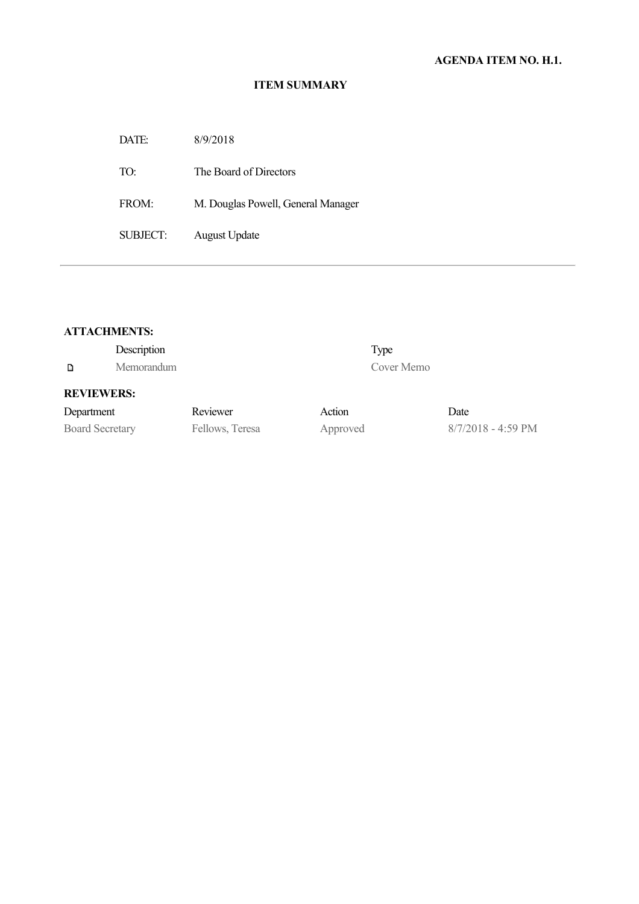**AGENDA ITEM NO. H.1.**

**ITEM SUMMARY**

| | |
|---|---|
| DATE: | 8/9/2018 |
| TO: | The Board of Directors |
| FROM: | M. Douglas Powell, General Manager |
| SUBJECT: | August Update |

---

**ATTACHMENTS:**

| Description | Type |
|---|---|
| Memorandum | Cover Memo |

**REVIEWERS:**

| Department | Reviewer | Action | Date |
|---|---|---|---|
| Board Secretary | Fellows, Teresa | Approved | 8/7/2018 - 4:59 PM |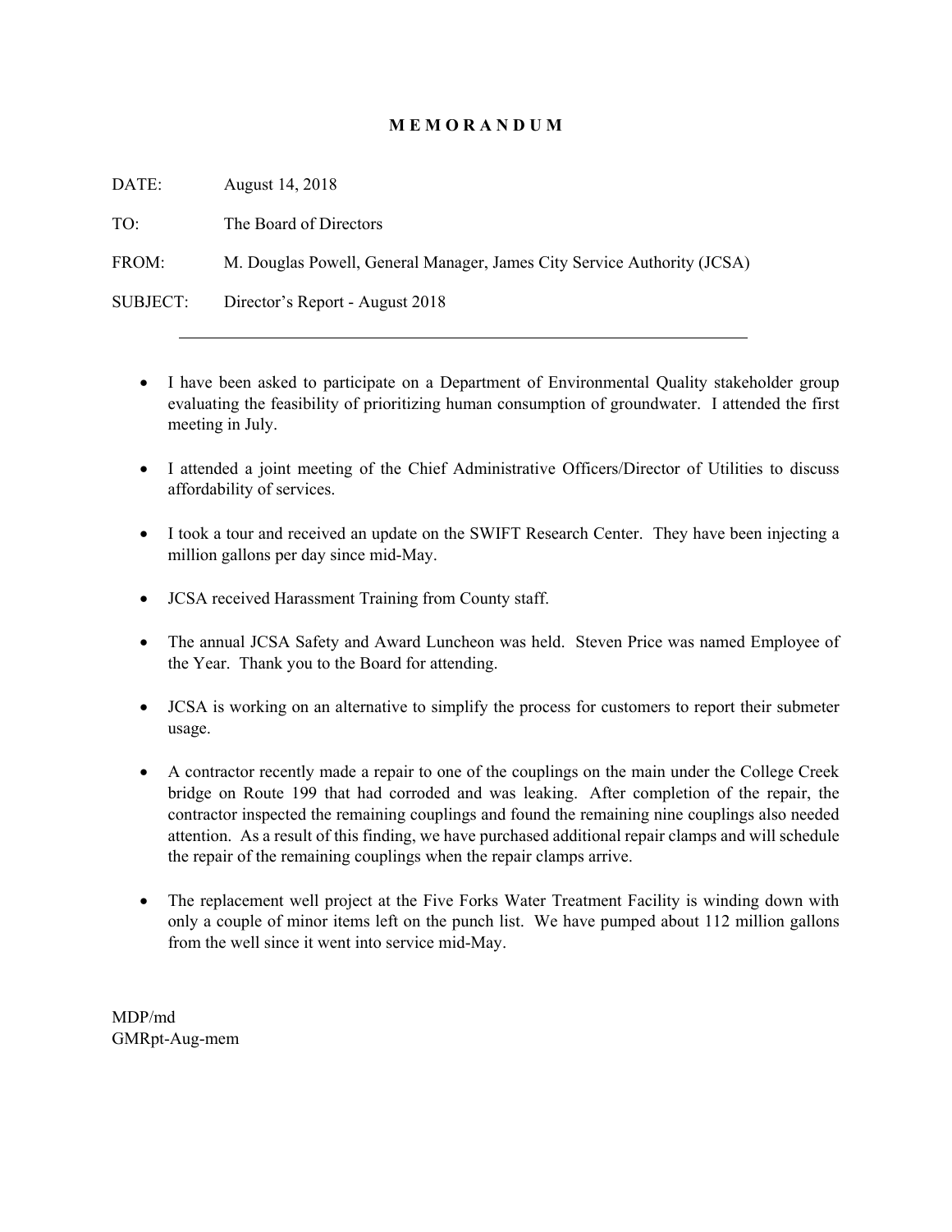# M E M O R A N D U M

DATE: August 14, 2018

TO: The Board of Directors

FROM: M. Douglas Powell, General Manager, James City Service Authority (JCSA)

SUBJECT: Director's Report - August 2018

---

- I have been asked to participate on a Department of Environmental Quality stakeholder group evaluating the feasibility of prioritizing human consumption of groundwater. I attended the first meeting in July.

- I attended a joint meeting of the Chief Administrative Officers/Director of Utilities to discuss affordability of services.

- I took a tour and received an update on the SWIFT Research Center. They have been injecting a million gallons per day since mid-May.

- JCSA received Harassment Training from County staff.

- The annual JCSA Safety and Award Luncheon was held. Steven Price was named Employee of the Year. Thank you to the Board for attending.

- JCSA is working on an alternative to simplify the process for customers to report their submeter usage.

- A contractor recently made a repair to one of the couplings on the main under the College Creek bridge on Route 199 that had corroded and was leaking. After completion of the repair, the contractor inspected the remaining couplings and found the remaining nine couplings also needed attention. As a result of this finding, we have purchased additional repair clamps and will schedule the repair of the remaining couplings when the repair clamps arrive.

- The replacement well project at the Five Forks Water Treatment Facility is winding down with only a couple of minor items left on the punch list. We have pumped about 112 million gallons from the well since it went into service mid-May.

MDP/md
GMRpt-Aug-mem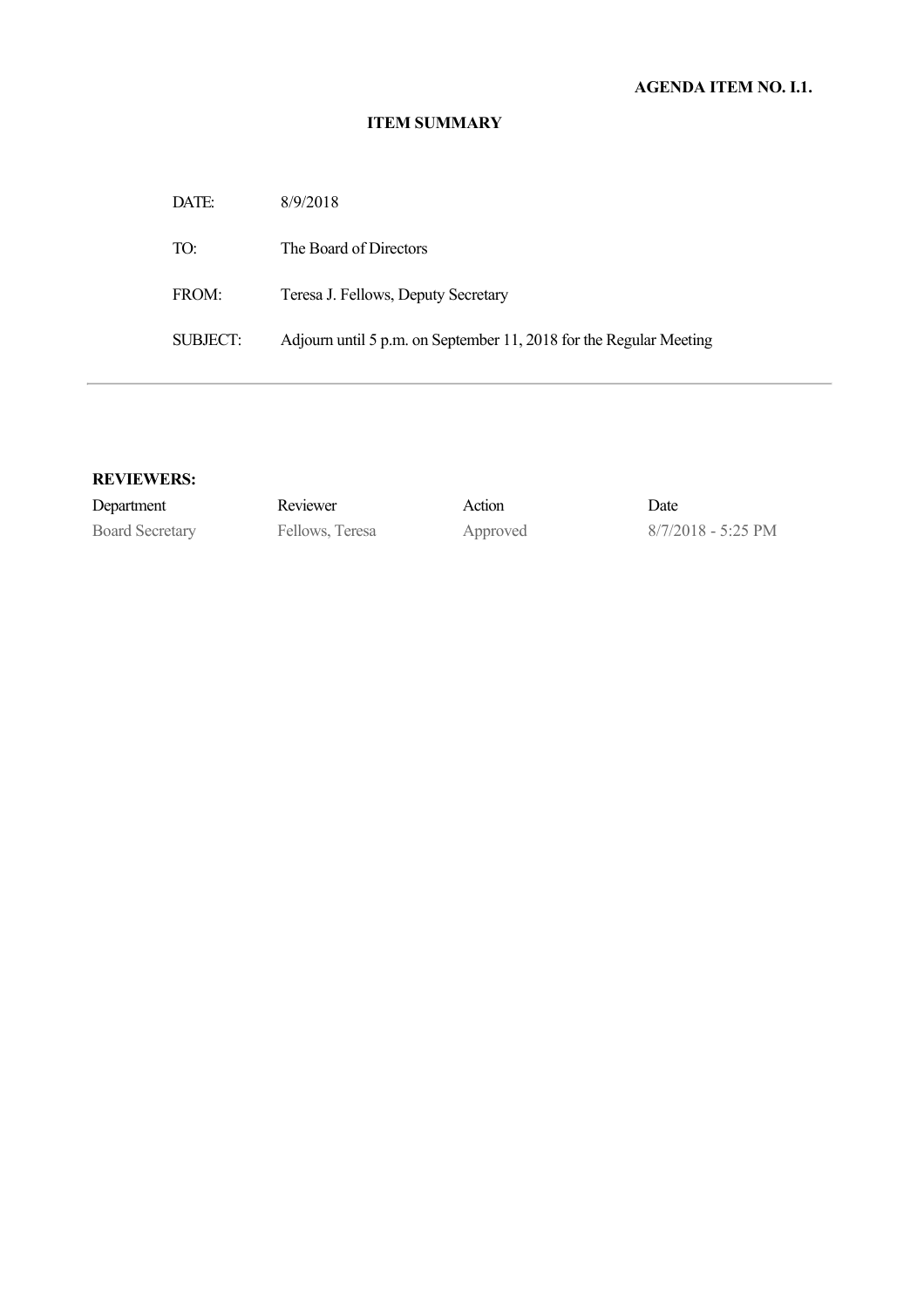**AGENDA ITEM NO. I.1.**

## ITEM SUMMARY

| | |
|---|---|
| DATE: | 8/9/2018 |
| TO: | The Board of Directors |
| FROM: | Teresa J. Fellows, Deputy Secretary |
| SUBJECT: | Adjourn until 5 p.m. on September 11, 2018 for the Regular Meeting |

---

**REVIEWERS:**

| Department | Reviewer | Action | Date |
|---|---|---|---|
| Board Secretary | Fellows, Teresa | Approved | 8/7/2018 - 5:25 PM |